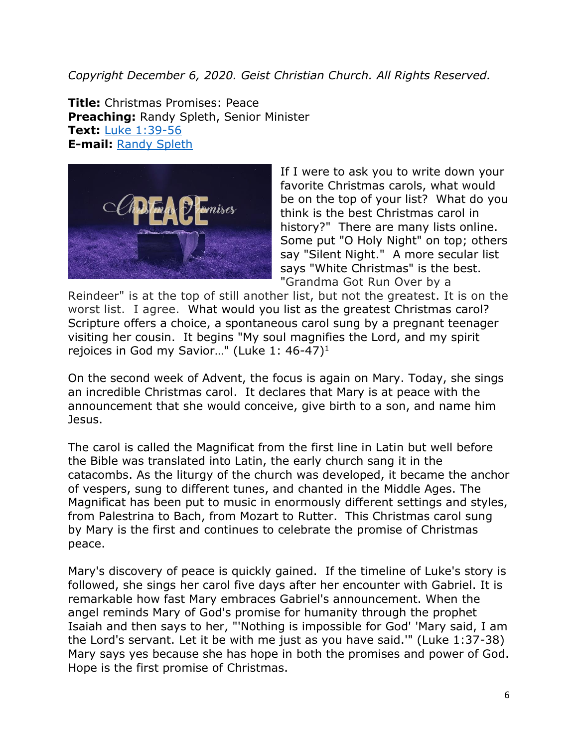*Copyright December 6, 2020. Geist Christian Church. All Rights Reserved.*

**Title:** Christmas Promises: Peace
**Preaching:** Randy Spleth, Senior Minister
**Text:** [Luke 1:39-56]()
**E-mail:** [Randy Spleth]()

If I were to ask you to write down your favorite Christmas carols, what would be on the top of your list? What do you think is the best Christmas carol in history?" There are many lists online. Some put "O Holy Night" on top; others say "Silent Night." A more secular list says "White Christmas" is the best. "Grandma Got Run Over by a Reindeer" is at the top of still another list, but not the greatest. It is on the worst list. I agree. What would you list as the greatest Christmas carol? Scripture offers a choice, a spontaneous carol sung by a pregnant teenager visiting her cousin. It begins "My soul magnifies the Lord, and my spirit rejoices in God my Savior…" (Luke 1: 46-47)[1]

On the second week of Advent, the focus is again on Mary. Today, she sings an incredible Christmas carol. It declares that Mary is at peace with the announcement that she would conceive, give birth to a son, and name him Jesus.

The carol is called the Magnificat from the first line in Latin but well before the Bible was translated into Latin, the early church sang it in the catacombs. As the liturgy of the church was developed, it became the anchor of vespers, sung to different tunes, and chanted in the Middle Ages. The Magnificat has been put to music in enormously different settings and styles, from Palestrina to Bach, from Mozart to Rutter. This Christmas carol sung by Mary is the first and continues to celebrate the promise of Christmas peace.

Mary's discovery of peace is quickly gained. If the timeline of Luke's story is followed, she sings her carol five days after her encounter with Gabriel. It is remarkable how fast Mary embraces Gabriel's announcement. When the angel reminds Mary of God's promise for humanity through the prophet Isaiah and then says to her, "'Nothing is impossible for God' 'Mary said, I am the Lord's servant. Let it be with me just as you have said.'" (Luke 1:37-38) Mary says yes because she has hope in both the promises and power of God. Hope is the first promise of Christmas.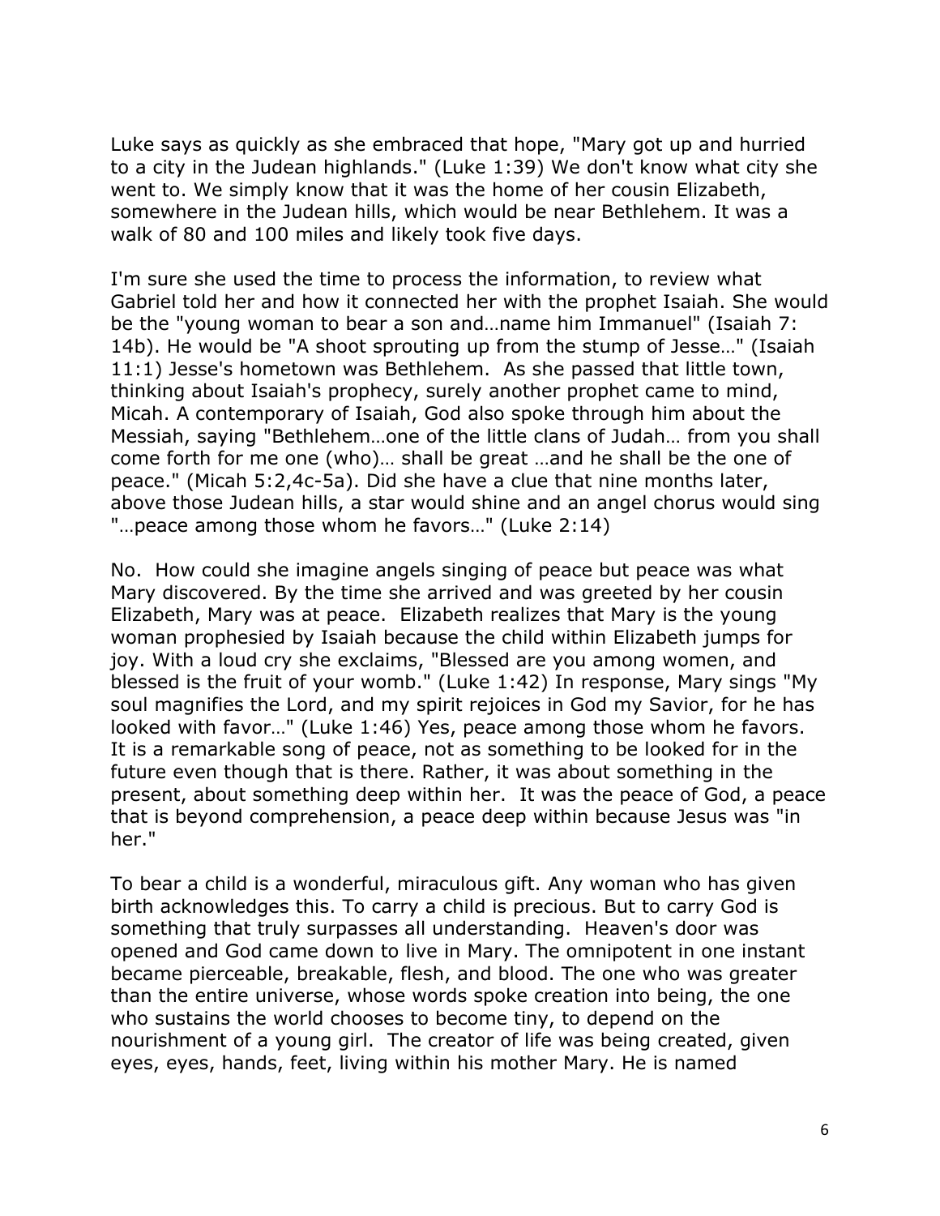Luke says as quickly as she embraced that hope, "Mary got up and hurried to a city in the Judean highlands." (Luke 1:39) We don't know what city she went to. We simply know that it was the home of her cousin Elizabeth, somewhere in the Judean hills, which would be near Bethlehem. It was a walk of 80 and 100 miles and likely took five days.

I'm sure she used the time to process the information, to review what Gabriel told her and how it connected her with the prophet Isaiah. She would be the "young woman to bear a son and…name him Immanuel" (Isaiah 7: 14b). He would be "A shoot sprouting up from the stump of Jesse…" (Isaiah 11:1) Jesse's hometown was Bethlehem. As she passed that little town, thinking about Isaiah's prophecy, surely another prophet came to mind, Micah. A contemporary of Isaiah, God also spoke through him about the Messiah, saying "Bethlehem…one of the little clans of Judah… from you shall come forth for me one (who)… shall be great …and he shall be the one of peace." (Micah 5:2,4c-5a). Did she have a clue that nine months later, above those Judean hills, a star would shine and an angel chorus would sing "…peace among those whom he favors…" (Luke 2:14)

No. How could she imagine angels singing of peace but peace was what Mary discovered. By the time she arrived and was greeted by her cousin Elizabeth, Mary was at peace. Elizabeth realizes that Mary is the young woman prophesied by Isaiah because the child within Elizabeth jumps for joy. With a loud cry she exclaims, "Blessed are you among women, and blessed is the fruit of your womb." (Luke 1:42) In response, Mary sings "My soul magnifies the Lord, and my spirit rejoices in God my Savior, for he has looked with favor…" (Luke 1:46) Yes, peace among those whom he favors. It is a remarkable song of peace, not as something to be looked for in the future even though that is there. Rather, it was about something in the present, about something deep within her. It was the peace of God, a peace that is beyond comprehension, a peace deep within because Jesus was "in her."

To bear a child is a wonderful, miraculous gift. Any woman who has given birth acknowledges this. To carry a child is precious. But to carry God is something that truly surpasses all understanding. Heaven's door was opened and God came down to live in Mary. The omnipotent in one instant became pierceable, breakable, flesh, and blood. The one who was greater than the entire universe, whose words spoke creation into being, the one who sustains the world chooses to become tiny, to depend on the nourishment of a young girl. The creator of life was being created, given eyes, eyes, hands, feet, living within his mother Mary. He is named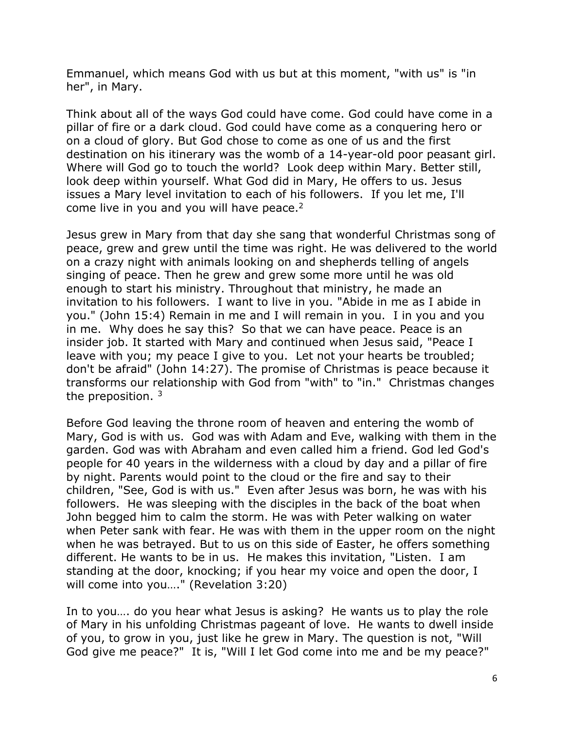Emmanuel, which means God with us but at this moment, "with us" is "in her", in Mary.

Think about all of the ways God could have come. God could have come in a pillar of fire or a dark cloud. God could have come as a conquering hero or on a cloud of glory. But God chose to come as one of us and the first destination on his itinerary was the womb of a 14-year-old poor peasant girl. Where will God go to touch the world? Look deep within Mary. Better still, look deep within yourself. What God did in Mary, He offers to us. Jesus issues a Mary level invitation to each of his followers. If you let me, I'll come live in you and you will have peace.[2]

Jesus grew in Mary from that day she sang that wonderful Christmas song of peace, grew and grew until the time was right. He was delivered to the world on a crazy night with animals looking on and shepherds telling of angels singing of peace. Then he grew and grew some more until he was old enough to start his ministry. Throughout that ministry, he made an invitation to his followers. I want to live in you. "Abide in me as I abide in you." (John 15:4) Remain in me and I will remain in you. I in you and you in me. Why does he say this? So that we can have peace. Peace is an insider job. It started with Mary and continued when Jesus said, "Peace I leave with you; my peace I give to you. Let not your hearts be troubled; don't be afraid" (John 14:27). The promise of Christmas is peace because it transforms our relationship with God from "with" to "in." Christmas changes the preposition. [3]

Before God leaving the throne room of heaven and entering the womb of Mary, God is with us. God was with Adam and Eve, walking with them in the garden. God was with Abraham and even called him a friend. God led God's people for 40 years in the wilderness with a cloud by day and a pillar of fire by night. Parents would point to the cloud or the fire and say to their children, "See, God is with us." Even after Jesus was born, he was with his followers. He was sleeping with the disciples in the back of the boat when John begged him to calm the storm. He was with Peter walking on water when Peter sank with fear. He was with them in the upper room on the night when he was betrayed. But to us on this side of Easter, he offers something different. He wants to be in us. He makes this invitation, "Listen. I am standing at the door, knocking; if you hear my voice and open the door, I will come into you…." (Revelation 3:20)

In to you…. do you hear what Jesus is asking? He wants us to play the role of Mary in his unfolding Christmas pageant of love. He wants to dwell inside of you, to grow in you, just like he grew in Mary. The question is not, "Will God give me peace?" It is, "Will I let God come into me and be my peace?"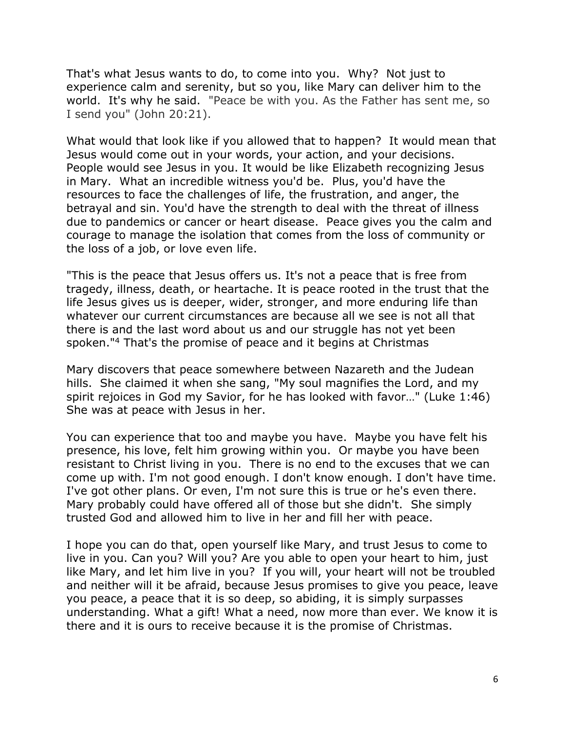That's what Jesus wants to do, to come into you. Why? Not just to experience calm and serenity, but so you, like Mary can deliver him to the world. It's why he said. "Peace be with you. As the Father has sent me, so I send you" (John 20:21).

What would that look like if you allowed that to happen? It would mean that Jesus would come out in your words, your action, and your decisions. People would see Jesus in you. It would be like Elizabeth recognizing Jesus in Mary. What an incredible witness you'd be. Plus, you'd have the resources to face the challenges of life, the frustration, and anger, the betrayal and sin. You'd have the strength to deal with the threat of illness due to pandemics or cancer or heart disease. Peace gives you the calm and courage to manage the isolation that comes from the loss of community or the loss of a job, or love even life.

"This is the peace that Jesus offers us. It's not a peace that is free from tragedy, illness, death, or heartache. It is peace rooted in the trust that the life Jesus gives us is deeper, wider, stronger, and more enduring life than whatever our current circumstances are because all we see is not all that there is and the last word about us and our struggle has not yet been spoken."[4] That's the promise of peace and it begins at Christmas

Mary discovers that peace somewhere between Nazareth and the Judean hills. She claimed it when she sang, "My soul magnifies the Lord, and my spirit rejoices in God my Savior, for he has looked with favor…" (Luke 1:46) She was at peace with Jesus in her.

You can experience that too and maybe you have. Maybe you have felt his presence, his love, felt him growing within you. Or maybe you have been resistant to Christ living in you. There is no end to the excuses that we can come up with. I'm not good enough. I don't know enough. I don't have time. I've got other plans. Or even, I'm not sure this is true or he's even there. Mary probably could have offered all of those but she didn't. She simply trusted God and allowed him to live in her and fill her with peace.

I hope you can do that, open yourself like Mary, and trust Jesus to come to live in you. Can you? Will you? Are you able to open your heart to him, just like Mary, and let him live in you? If you will, your heart will not be troubled and neither will it be afraid, because Jesus promises to give you peace, leave you peace, a peace that it is so deep, so abiding, it is simply surpasses understanding. What a gift! What a need, now more than ever. We know it is there and it is ours to receive because it is the promise of Christmas.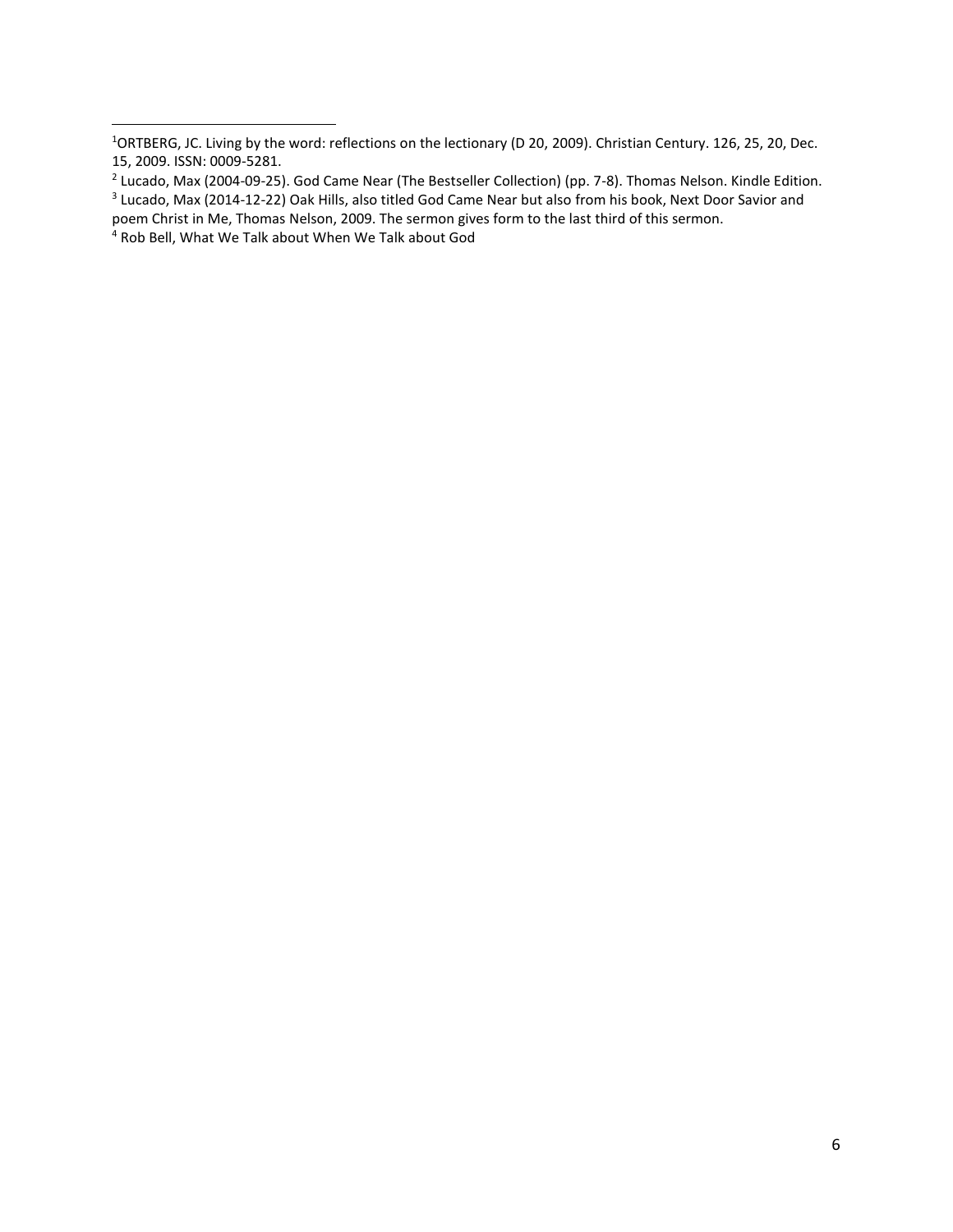---

[1]ORTBERG, JC. Living by the word: reflections on the lectionary (D 20, 2009). Christian Century. 126, 25, 20, Dec. 15, 2009. ISSN: 0009-5281.

[2] Lucado, Max (2004-09-25). God Came Near (The Bestseller Collection) (pp. 7-8). Thomas Nelson. Kindle Edition.

[3] Lucado, Max (2014-12-22) Oak Hills, also titled God Came Near but also from his book, Next Door Savior and poem Christ in Me, Thomas Nelson, 2009. The sermon gives form to the last third of this sermon.

[4] Rob Bell, What We Talk about When We Talk about God